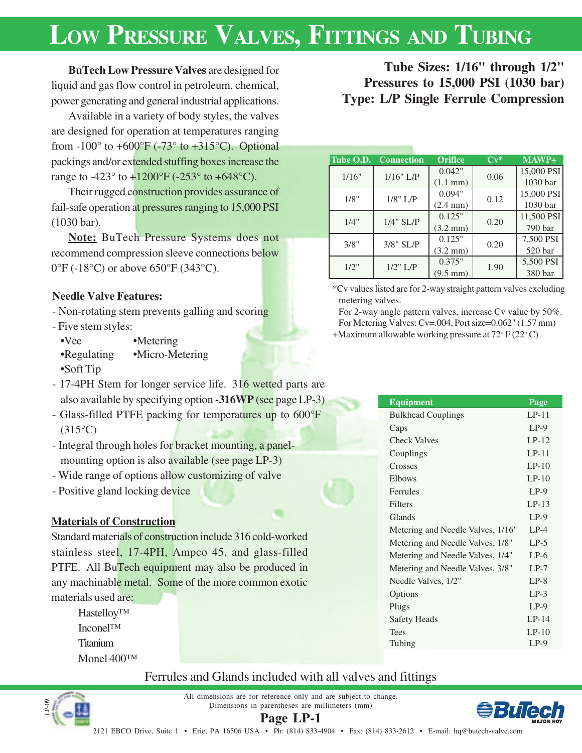# LOW PRESSURE VALVES, FITTINGS AND TUBING

**Tube Sizes: 1/16" through 1/2"**
**Pressures to 15,000 PSI (1030 bar)**
**Type: L/P Single Ferrule Compression**

**BuTech Low Pressure Valves** are designed for liquid and gas flow control in petroleum, chemical, power generating and general industrial applications.

Available in a variety of body styles, the valves are designed for operation at temperatures ranging from -100° to +600°F (-73° to +315°C). Optional packings and/or extended stuffing boxes increase the range to -423° to +1200°F (-253° to +648°C).

Their rugged construction provides assurance of fail-safe operation at pressures ranging to 15,000 PSI (1030 bar).

**Note:** BuTech Pressure Systems does not recommend compression sleeve connections below 0°F (-18°C) or above 650°F (343°C).

| Tube O.D. | Connection | Orifice | Cv* | MAWP+ |
|---|---|---|---|---|
| 1/16" | 1/16" L/P | 0.042" (1.1 mm) | 0.06 | 15,000 PSI 1030 bar |
| 1/8" | 1/8" L/P | 0.094" (2.4 mm) | 0.12 | 15,000 PSI 1030 bar |
| 1/4" | 1/4" SL/P | 0.125" (3.2 mm) | 0.20 | 11,500 PSI 790 bar |
| 3/8" | 3/8" SL/P | 0.125" (3.2 mm) | 0.20 | 7,500 PSI 520 bar |
| 1/2" | 1/2" L/P | 0.375" (9.5 mm) | 1.90 | 5,500 PSI 380 bar |

*Cv values listed are for 2-way straight pattern valves excluding metering valves.
For 2-way angle pattern valves, increase Cv value by 50%.
For Metering Valves: Cv=.004, Port size=0.062" (1.57 mm)
+Maximum allowable working pressure at 72° F (22° C)

## Needle Valve Features:

- Non-rotating stem prevents galling and scoring
- Five stem styles:
  - •Vee
  - •Metering
  - •Regulating
  - •Micro-Metering
  - •Soft Tip
- 17-4PH Stem for longer service life. 316 wetted parts are also available by specifying option **-316WP** (see page LP-3)
- Glass-filled PTFE packing for temperatures up to 600°F (315°C)
- Integral through holes for bracket mounting, a panel-mounting option is also available (see page LP-3)
- Wide range of options allow customizing of valve
- Positive gland locking device

## Materials of Construction

Standard materials of construction include 316 cold-worked stainless steel, 17-4PH, Ampco 45, and glass-filled PTFE. All BuTech equipment may also be produced in any machinable metal. Some of the more common exotic materials used are:

Hastelloy™
Inconel™
Titanium
Monel 400™

| Equipment | Page |
|---|---|
| Bulkhead Couplings | LP-11 |
| Caps | LP-9 |
| Check Valves | LP-12 |
| Couplings | LP-11 |
| Crosses | LP-10 |
| Elbows | LP-10 |
| Ferrules | LP-9 |
| Filters | LP-13 |
| Glands | LP-9 |
| Metering and Needle Valves, 1/16" | LP-4 |
| Metering and Needle Valves, 1/8" | LP-5 |
| Metering and Needle Valves, 1/4" | LP-6 |
| Metering and Needle Valves, 3/8" | LP-7 |
| Needle Valves, 1/2" | LP-8 |
| Options | LP-3 |
| Plugs | LP-9 |
| Safety Heads | LP-14 |
| Tees | LP-10 |
| Tubing | LP-9 |

Ferrules and Glands included with all valves and fittings

All dimensions are for reference only and are subject to change.
Dimensions in parentheses are millimeters (mm)

2121 EBCO Drive, Suite 1 • Erie, PA 16506 USA • Ph: (814) 833-4904 • Fax: (814) 833-2612 • E-mail: hq@butech-valve.com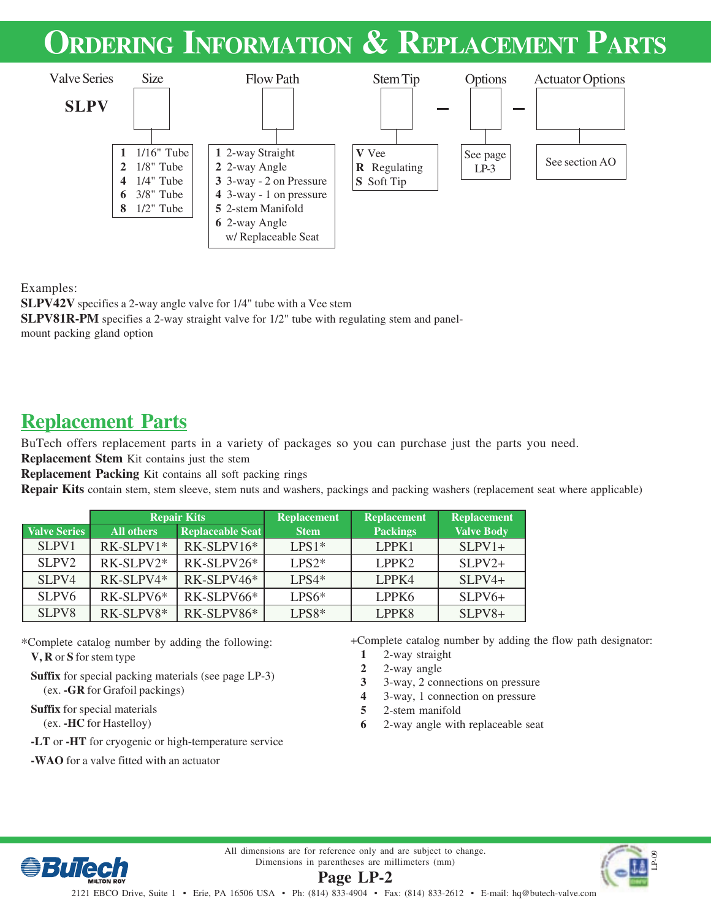# Ordering Information & Replacement Parts

| Valve Series | Size | Flow Path | Stem Tip | | Options | | Actuator Options |
|---|---|---|---|---|---|---|---|
| **SLPV** | | | | – | | – | |

**Size**
- **1** 1/16" Tube
- **2** 1/8" Tube
- **4** 1/4" Tube
- **6** 3/8" Tube
- **8** 1/2" Tube

**Flow Path**
- **1** 2-way Straight
- **2** 2-way Angle
- **3** 3-way - 2 on Pressure
- **4** 3-way - 1 on pressure
- **5** 2-stem Manifold
- **6** 2-way Angle w/ Replaceable Seat

**Stem Tip**
- **V** Vee
- **R** Regulating
- **S** Soft Tip

**Options**: See page LP-3

**Actuator Options**: See section AO

Examples:

**SLPV42V** specifies a 2-way angle valve for 1/4" tube with a Vee stem

**SLPV81R-PM** specifies a 2-way straight valve for 1/2" tube with regulating stem and panel-mount packing gland option

## Replacement Parts

BuTech offers replacement parts in a variety of packages so you can purchase just the parts you need.

**Replacement Stem** Kit contains just the stem

**Replacement Packing** Kit contains all soft packing rings

**Repair Kits** contain stem, stem sleeve, stem nuts and washers, packings and packing washers (replacement seat where applicable)

| | Repair Kits | | Replacement | Replacement | Replacement |
|---|---|---|---|---|---|
| **Valve Series** | **All others** | **Replaceable Seat** | **Stem** | **Packings** | **Valve Body** |
| SLPV1 | RK-SLPV1* | RK-SLPV16* | LPS1* | LPPK1 | SLPV1+ |
| SLPV2 | RK-SLPV2* | RK-SLPV26* | LPS2* | LPPK2 | SLPV2+ |
| SLPV4 | RK-SLPV4* | RK-SLPV46* | LPS4* | LPPK4 | SLPV4+ |
| SLPV6 | RK-SLPV6* | RK-SLPV66* | LPS6* | LPPK6 | SLPV6+ |
| SLPV8 | RK-SLPV8* | RK-SLPV86* | LPS8* | LPPK8 | SLPV8+ |

*Complete catalog number by adding the following:

- **V, R** or **S** for stem type
- **Suffix** for special packing materials (see page LP-3) (ex. **-GR** for Grafoil packings)
- **Suffix** for special materials (ex. **-HC** for Hastelloy)
- **-LT** or **-HT** for cryogenic or high-temperature service
- **-WAO** for a valve fitted with an actuator

+Complete catalog number by adding the flow path designator:

- **1** 2-way straight
- **2** 2-way angle
- **3** 3-way, 2 connections on pressure
- **4** 3-way, 1 connection on pressure
- **5** 2-stem manifold
- **6** 2-way angle with replaceable seat

All dimensions are for reference only and are subject to change. Dimensions in parentheses are millimeters (mm)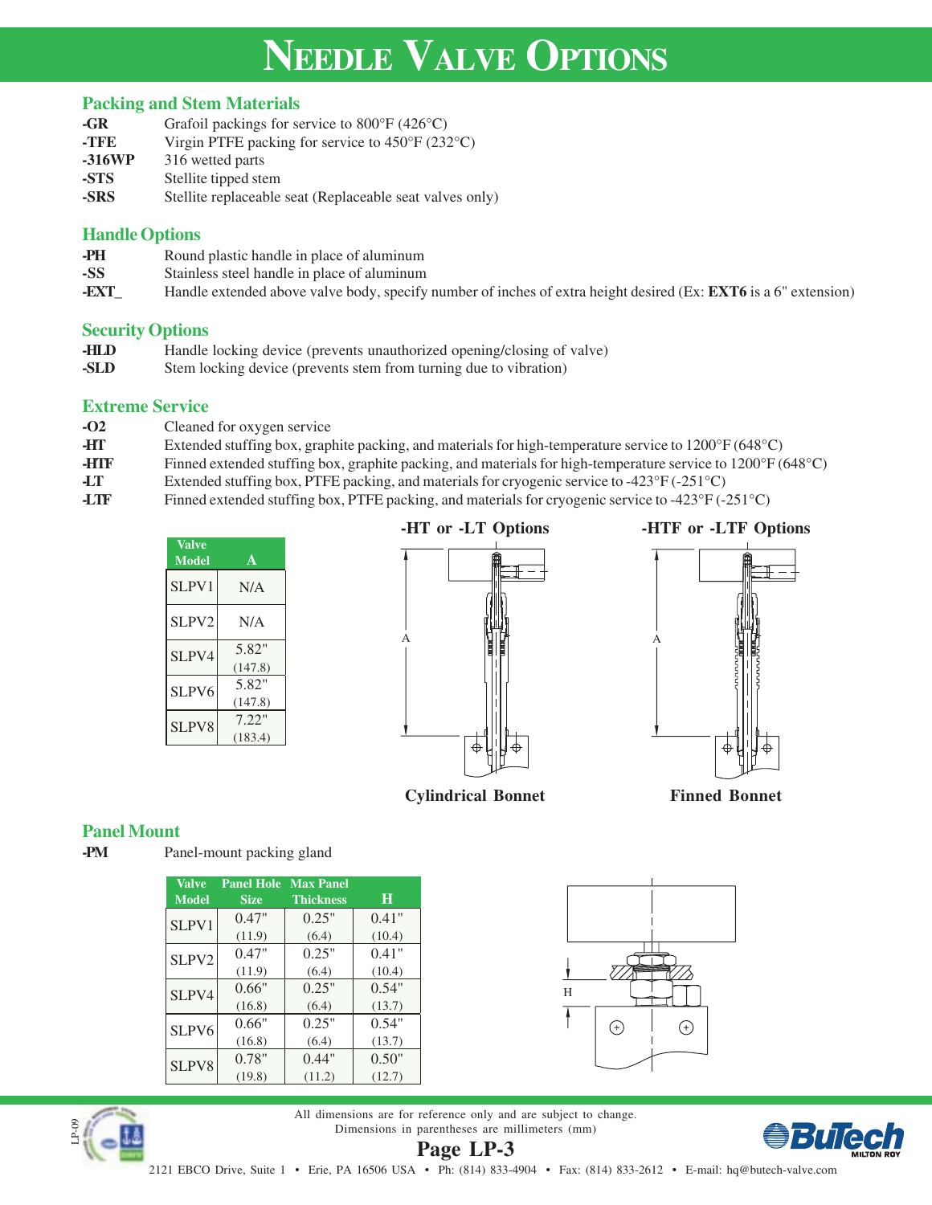# Needle Valve Options

## Packing and Stem Materials

| | |
|---|---|
| **-GR** | Grafoil packings for service to 800°F (426°C) |
| **-TFE** | Virgin PTFE packing for service to 450°F (232°C) |
| **-316WP** | 316 wetted parts |
| **-STS** | Stellite tipped stem |
| **-SRS** | Stellite replaceable seat (Replaceable seat valves only) |

## Handle Options

| | |
|---|---|
| **-PH** | Round plastic handle in place of aluminum |
| **-SS** | Stainless steel handle in place of aluminum |
| **-EXT_** | Handle extended above valve body, specify number of inches of extra height desired (Ex: **EXT6** is a 6" extension) |

## Security Options

| | |
|---|---|
| **-HLD** | Handle locking device (prevents unauthorized opening/closing of valve) |
| **-SLD** | Stem locking device (prevents stem from turning due to vibration) |

## Extreme Service

| | |
|---|---|
| **-O2** | Cleaned for oxygen service |
| **-HT** | Extended stuffing box, graphite packing, and materials for high-temperature service to 1200°F (648°C) |
| **-HTF** | Finned extended stuffing box, graphite packing, and materials for high-temperature service to 1200°F (648°C) |
| **-LT** | Extended stuffing box, PTFE packing, and materials for cryogenic service to -423°F (-251°C) |
| **-LTF** | Finned extended stuffing box, PTFE packing, and materials for cryogenic service to -423°F (-251°C) |

| Valve Model | A |
|---|---|
| SLPV1 | N/A |
| SLPV2 | N/A |
| SLPV4 | 5.82" (147.8) |
| SLPV6 | 5.82" (147.8) |
| SLPV8 | 7.22" (183.4) |

**-HT or -LT Options**

Cylindrical Bonnet

**-HTF or -LTF Options**

Finned Bonnet

## Panel Mount

| | |
|---|---|
| **-PM** | Panel-mount packing gland |

| Valve Model | Panel Hole Size | Max Panel Thickness | H |
|---|---|---|---|
| SLPV1 | 0.47" (11.9) | 0.25" (6.4) | 0.41" (10.4) |
| SLPV2 | 0.47" (11.9) | 0.25" (6.4) | 0.41" (10.4) |
| SLPV4 | 0.66" (16.8) | 0.25" (6.4) | 0.54" (13.7) |
| SLPV6 | 0.66" (16.8) | 0.25" (6.4) | 0.54" (13.7) |
| SLPV8 | 0.78" (19.8) | 0.44" (11.2) | 0.50" (12.7) |

All dimensions are for reference only and are subject to change.
Dimensions in parentheses are millimeters (mm)

2121 EBCO Drive, Suite 1 • Erie, PA 16506 USA • Ph: (814) 833-4904 • Fax: (814) 833-2612 • E-mail: hq@butech-valve.com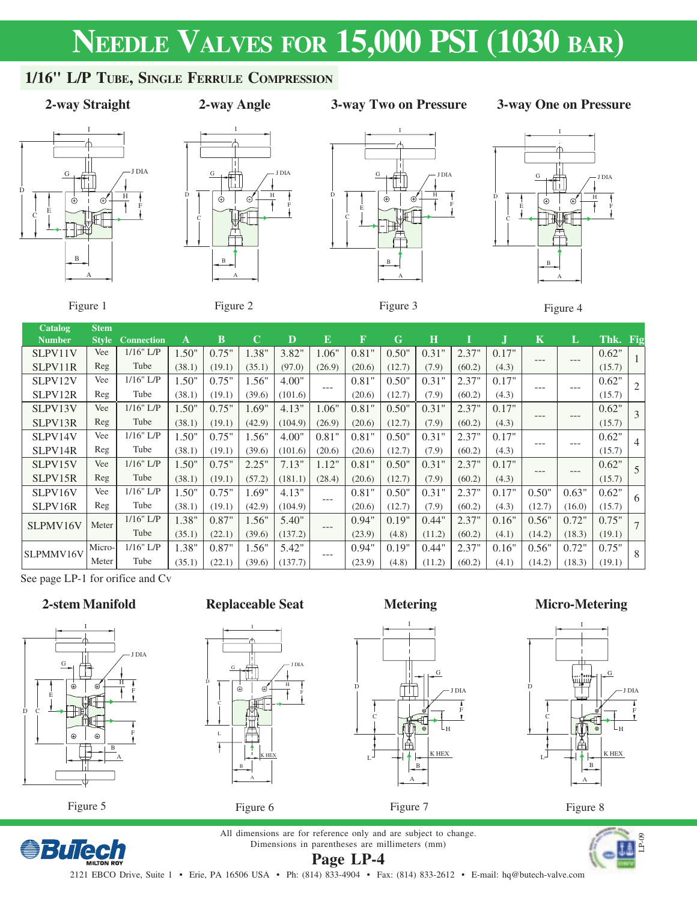# Needle Valves for 15,000 PSI (1030 bar)

## 1/16" L/P Tube, Single Ferrule Compression

**2-way Straight** — Figure 1

**2-way Angle** — Figure 2

**3-way Two on Pressure** — Figure 3

**3-way One on Pressure** — Figure 4

| Catalog Number | Stem Style | Connection | A | B | C | D | E | F | G | H | I | J | K | L | Thk. | Fig |
|---|---|---|---|---|---|---|---|---|---|---|---|---|---|---|---|---|
| SLPV11V / SLPV11R | Vee / Reg | 1/16" L/P Tube | 1.50" (38.1) | 0.75" (19.1) | 1.38" (35.1) | 3.82" (97.0) | 1.06" (26.9) | 0.81" (20.6) | 0.50" (12.7) | 0.31" (7.9) | 2.37" (60.2) | 0.17" (4.3) | --- | --- | 0.62" (15.7) | 1 |
| SLPV12V / SLPV12R | Vee / Reg | 1/16" L/P Tube | 1.50" (38.1) | 0.75" (19.1) | 1.56" (39.6) | 4.00" (101.6) | --- | 0.81" (20.6) | 0.50" (12.7) | 0.31" (7.9) | 2.37" (60.2) | 0.17" (4.3) | --- | --- | 0.62" (15.7) | 2 |
| SLPV13V / SLPV13R | Vee / Reg | 1/16" L/P Tube | 1.50" (38.1) | 0.75" (19.1) | 1.69" (42.9) | 4.13" (104.9) | 1.06" (26.9) | 0.81" (20.6) | 0.50" (12.7) | 0.31" (7.9) | 2.37" (60.2) | 0.17" (4.3) | --- | --- | 0.62" (15.7) | 3 |
| SLPV14V / SLPV14R | Vee / Reg | 1/16" L/P Tube | 1.50" (38.1) | 0.75" (19.1) | 1.56" (39.6) | 4.00" (101.6) | 0.81" (20.6) | 0.81" (20.6) | 0.50" (12.7) | 0.31" (7.9) | 2.37" (60.2) | 0.17" (4.3) | --- | --- | 0.62" (15.7) | 4 |
| SLPV15V / SLPV15R | Vee / Reg | 1/16" L/P Tube | 1.50" (38.1) | 0.75" (19.1) | 2.25" (57.2) | 7.13" (181.1) | 1.12" (28.4) | 0.81" (20.6) | 0.50" (12.7) | 0.31" (7.9) | 2.37" (60.2) | 0.17" (4.3) | --- | --- | 0.62" (15.7) | 5 |
| SLPV16V / SLPV16R | Vee / Reg | 1/16" L/P Tube | 1.50" (38.1) | 0.75" (19.1) | 1.69" (42.9) | 4.13" (104.9) | --- | 0.81" (20.6) | 0.50" (12.7) | 0.31" (7.9) | 2.37" (60.2) | 0.17" (4.3) | 0.50" (12.7) | 0.63" (16.0) | 0.62" (15.7) | 6 |
| SLPMV16V | Meter | 1/16" L/P Tube | 1.38" (35.1) | 0.87" (22.1) | 1.56" (39.6) | 5.40" (137.2) | --- | 0.94" (23.9) | 0.19" (4.8) | 0.44" (11.2) | 2.37" (60.2) | 0.16" (4.1) | 0.56" (14.2) | 0.72" (18.3) | 0.75" (19.1) | 7 |
| SLPMMV16V | Micro-Meter | 1/16" L/P Tube | 1.38" (35.1) | 0.87" (22.1) | 1.56" (39.6) | 5.42" (137.7) | --- | 0.94" (23.9) | 0.19" (4.8) | 0.44" (11.2) | 2.37" (60.2) | 0.16" (4.1) | 0.56" (14.2) | 0.72" (18.3) | 0.75" (19.1) | 8 |

See page LP-1 for orifice and Cv

**2-stem Manifold** — Figure 5

**Replaceable Seat** — Figure 6

**Metering** — Figure 7

**Micro-Metering** — Figure 8

All dimensions are for reference only and are subject to change.
Dimensions in parentheses are millimeters (mm)

2121 EBCO Drive, Suite 1 • Erie, PA 16506 USA • Ph: (814) 833-4904 • Fax: (814) 833-2612 • E-mail: hq@butech-valve.com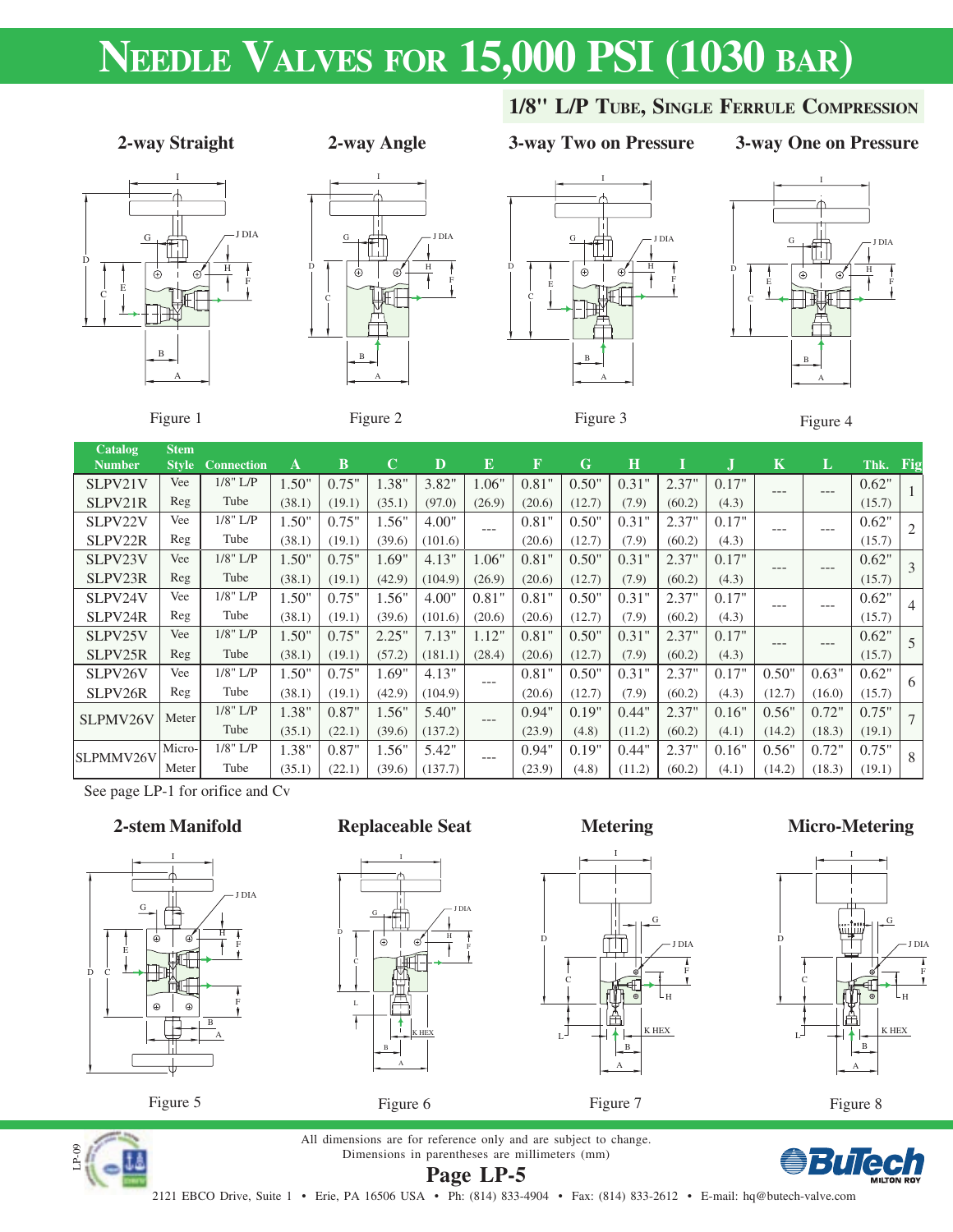# Needle Valves for 15,000 PSI (1030 bar)

## 1/8" L/P Tube, Single Ferrule Compression

**2-way Straight** — Figure 1

**2-way Angle** — Figure 2

**3-way Two on Pressure** — Figure 3

**3-way One on Pressure** — Figure 4

| Catalog Number | Stem Style | Connection | A | B | C | D | E | F | G | H | I | J | K | L | Thk. | Fig |
|---|---|---|---|---|---|---|---|---|---|---|---|---|---|---|---|---|
| SLPV21V | Vee | 1/8" L/P | 1.50" | 0.75" | 1.38" | 3.82" | 1.06" | 0.81" | 0.50" | 0.31" | 2.37" | 0.17" | --- | --- | 0.62" | 1 |
| SLPV21R | Reg | Tube | (38.1) | (19.1) | (35.1) | (97.0) | (26.9) | (20.6) | (12.7) | (7.9) | (60.2) | (4.3) | | | (15.7) | |
| SLPV22V | Vee | 1/8" L/P | 1.50" | 0.75" | 1.56" | 4.00" | --- | 0.81" | 0.50" | 0.31" | 2.37" | 0.17" | --- | --- | 0.62" | 2 |
| SLPV22R | Reg | Tube | (38.1) | (19.1) | (39.6) | (101.6) | | (20.6) | (12.7) | (7.9) | (60.2) | (4.3) | | | (15.7) | |
| SLPV23V | Vee | 1/8" L/P | 1.50" | 0.75" | 1.69" | 4.13" | 1.06" | 0.81" | 0.50" | 0.31" | 2.37" | 0.17" | --- | --- | 0.62" | 3 |
| SLPV23R | Reg | Tube | (38.1) | (19.1) | (42.9) | (104.9) | (26.9) | (20.6) | (12.7) | (7.9) | (60.2) | (4.3) | | | (15.7) | |
| SLPV24V | Vee | 1/8" L/P | 1.50" | 0.75" | 1.56" | 4.00" | 0.81" | 0.81" | 0.50" | 0.31" | 2.37" | 0.17" | --- | --- | 0.62" | 4 |
| SLPV24R | Reg | Tube | (38.1) | (19.1) | (39.6) | (101.6) | (20.6) | (20.6) | (12.7) | (7.9) | (60.2) | (4.3) | | | (15.7) | |
| SLPV25V | Vee | 1/8" L/P | 1.50" | 0.75" | 2.25" | 7.13" | 1.12" | 0.81" | 0.50" | 0.31" | 2.37" | 0.17" | --- | --- | 0.62" | 5 |
| SLPV25R | Reg | Tube | (38.1) | (19.1) | (57.2) | (181.1) | (28.4) | (20.6) | (12.7) | (7.9) | (60.2) | (4.3) | | | (15.7) | |
| SLPV26V | Vee | 1/8" L/P | 1.50" | 0.75" | 1.69" | 4.13" | --- | 0.81" | 0.50" | 0.31" | 2.37" | 0.17" | 0.50" | 0.63" | 0.62" | 6 |
| SLPV26R | Reg | Tube | (38.1) | (19.1) | (42.9) | (104.9) | | (20.6) | (12.7) | (7.9) | (60.2) | (4.3) | (12.7) | (16.0) | (15.7) | |
| SLPMV26V | Meter | 1/8" L/P Tube | 1.38" (35.1) | 0.87" (22.1) | 1.56" (39.6) | 5.40" (137.2) | --- | 0.94" (23.9) | 0.19" (4.8) | 0.44" (11.2) | 2.37" (60.2) | 0.16" (4.1) | 0.56" (14.2) | 0.72" (18.3) | 0.75" (19.1) | 7 |
| SLPMMV26V | Micro-Meter | 1/8" L/P Tube | 1.38" (35.1) | 0.87" (22.1) | 1.56" (39.6) | 5.42" (137.7) | --- | 0.94" (23.9) | 0.19" (4.8) | 0.44" (11.2) | 2.37" (60.2) | 0.16" (4.1) | 0.56" (14.2) | 0.72" (18.3) | 0.75" (19.1) | 8 |

See page LP-1 for orifice and Cv

**2-stem Manifold** — Figure 5

**Replaceable Seat** — Figure 6

**Metering** — Figure 7

**Micro-Metering** — Figure 8

All dimensions are for reference only and are subject to change.
Dimensions in parentheses are millimeters (mm)

2121 EBCO Drive, Suite 1 • Erie, PA 16506 USA • Ph: (814) 833-4904 • Fax: (814) 833-2612 • E-mail: hq@butech-valve.com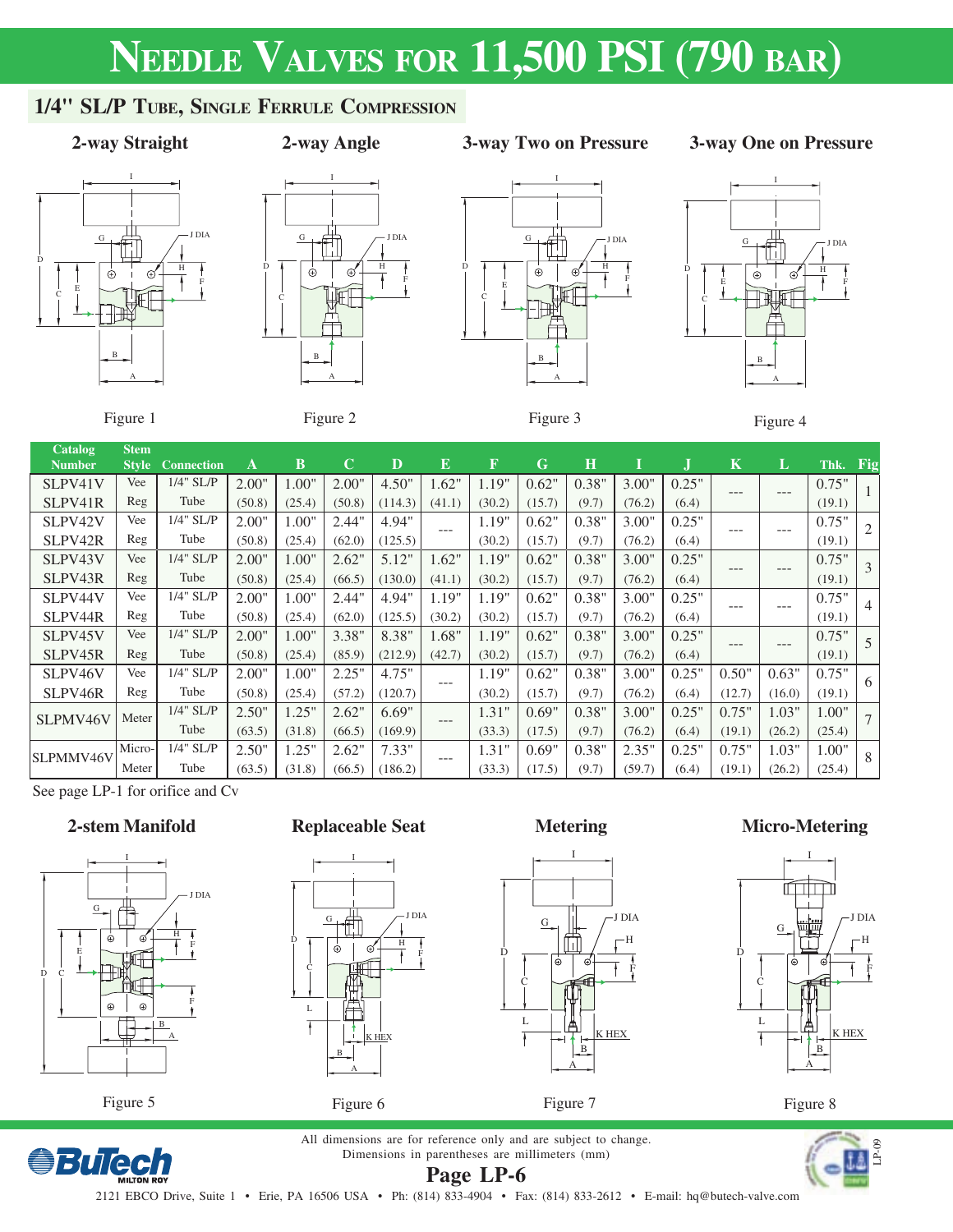# Needle Valves for 11,500 PSI (790 bar)

## 1/4" SL/P Tube, Single Ferrule Compression

**2-way Straight** — Figure 1

**2-way Angle** — Figure 2

**3-way Two on Pressure** — Figure 3

**3-way One on Pressure** — Figure 4

| Catalog Number | Stem Style | Connection | A | B | C | D | E | F | G | H | I | J | K | L | Thk. | Fig |
|---|---|---|---|---|---|---|---|---|---|---|---|---|---|---|---|---|
| SLPV41V<br>SLPV41R | Vee<br>Reg | 1/4" SL/P Tube | 2.00" (50.8) | 1.00" (25.4) | 2.00" (50.8) | 4.50" (114.3) | 1.62" (41.1) | 1.19" (30.2) | 0.62" (15.7) | 0.38" (9.7) | 3.00" (76.2) | 0.25" (6.4) | --- | --- | 0.75" (19.1) | 1 |
| SLPV42V<br>SLPV42R | Vee<br>Reg | 1/4" SL/P Tube | 2.00" (50.8) | 1.00" (25.4) | 2.44" (62.0) | 4.94" (125.5) | --- | 1.19" (30.2) | 0.62" (15.7) | 0.38" (9.7) | 3.00" (76.2) | 0.25" (6.4) | --- | --- | 0.75" (19.1) | 2 |
| SLPV43V<br>SLPV43R | Vee<br>Reg | 1/4" SL/P Tube | 2.00" (50.8) | 1.00" (25.4) | 2.62" (66.5) | 5.12" (130.0) | 1.62" (41.1) | 1.19" (30.2) | 0.62" (15.7) | 0.38" (9.7) | 3.00" (76.2) | 0.25" (6.4) | --- | --- | 0.75" (19.1) | 3 |
| SLPV44V<br>SLPV44R | Vee<br>Reg | 1/4" SL/P Tube | 2.00" (50.8) | 1.00" (25.4) | 2.44" (62.0) | 4.94" (125.5) | 1.19" (30.2) | 1.19" (30.2) | 0.62" (15.7) | 0.38" (9.7) | 3.00" (76.2) | 0.25" (6.4) | --- | --- | 0.75" (19.1) | 4 |
| SLPV45V<br>SLPV45R | Vee<br>Reg | 1/4" SL/P Tube | 2.00" (50.8) | 1.00" (25.4) | 3.38" (85.9) | 8.38" (212.9) | 1.68" (42.7) | 1.19" (30.2) | 0.62" (15.7) | 0.38" (9.7) | 3.00" (76.2) | 0.25" (6.4) | --- | --- | 0.75" (19.1) | 5 |
| SLPV46V<br>SLPV46R | Vee<br>Reg | 1/4" SL/P Tube | 2.00" (50.8) | 1.00" (25.4) | 2.25" (57.2) | 4.75" (120.7) | --- | 1.19" (30.2) | 0.62" (15.7) | 0.38" (9.7) | 3.00" (76.2) | 0.25" (6.4) | 0.50" (12.7) | 0.63" (16.0) | 0.75" (19.1) | 6 |
| SLPMV46V | Meter | 1/4" SL/P Tube | 2.50" (63.5) | 1.25" (31.8) | 2.62" (66.5) | 6.69" (169.9) | --- | 1.31" (33.3) | 0.69" (17.5) | 0.38" (9.7) | 3.00" (76.2) | 0.25" (6.4) | 0.75" (19.1) | 1.03" (26.2) | 1.00" (25.4) | 7 |
| SLPMMV46V | Micro-Meter | 1/4" SL/P Tube | 2.50" (63.5) | 1.25" (31.8) | 2.62" (66.5) | 7.33" (186.2) | --- | 1.31" (33.3) | 0.69" (17.5) | 0.38" (9.7) | 2.35" (59.7) | 0.25" (6.4) | 0.75" (19.1) | 1.03" (26.2) | 1.00" (25.4) | 8 |

See page LP-1 for orifice and Cv

**2-stem Manifold** — Figure 5

**Replaceable Seat** — Figure 6

**Metering** — Figure 7

**Micro-Metering** — Figure 8

All dimensions are for reference only and are subject to change.
Dimensions in parentheses are millimeters (mm)

BuTech — Milton Roy

2121 EBCO Drive, Suite 1 • Erie, PA 16506 USA • Ph: (814) 833-4904 • Fax: (814) 833-2612 • E-mail: hq@butech-valve.com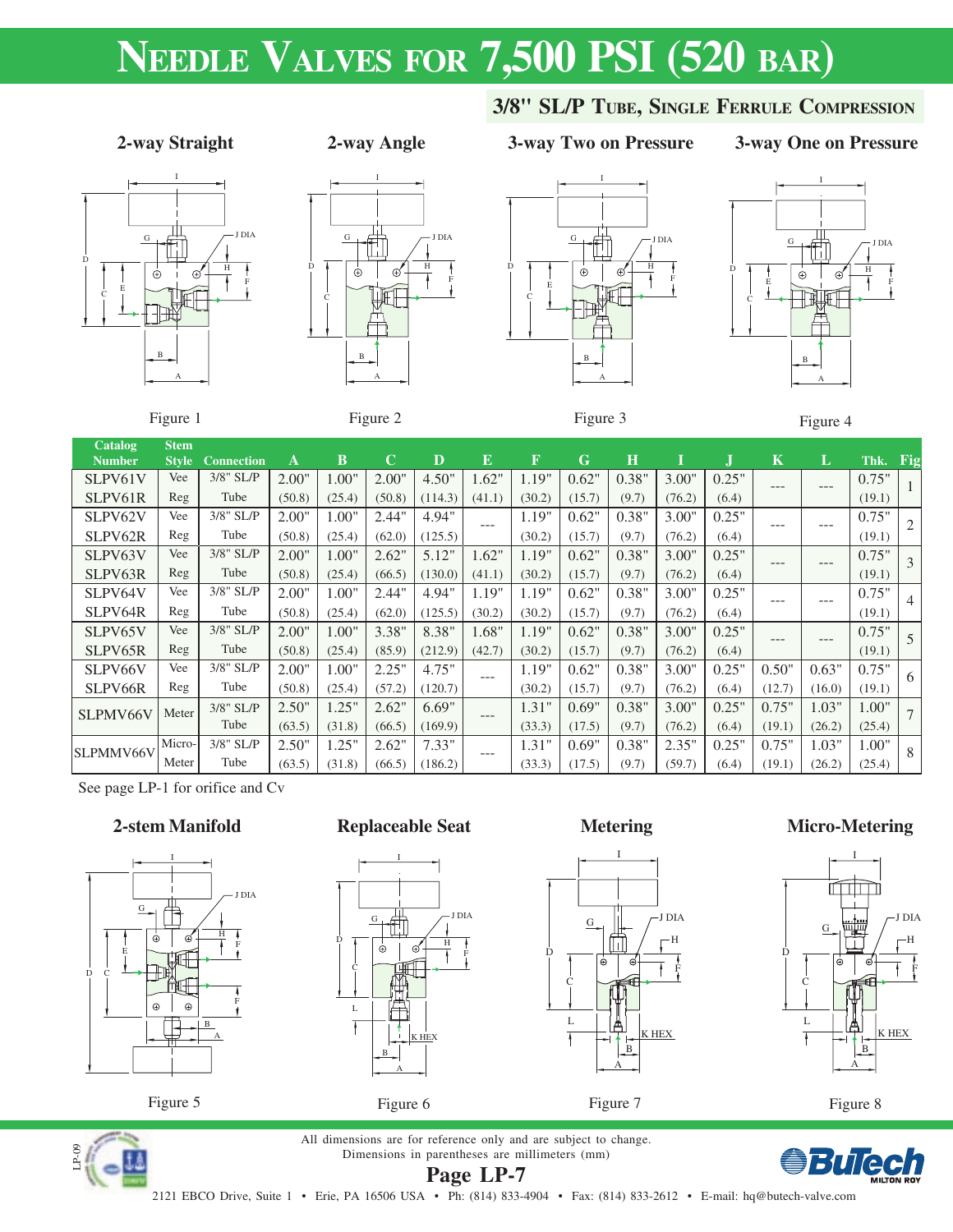# Needle Valves for 7,500 PSI (520 bar)

## 3/8" SL/P Tube, Single Ferrule Compression

**2-way Straight** — Figure 1

**2-way Angle** — Figure 2

**3-way Two on Pressure** — Figure 3

**3-way One on Pressure** — Figure 4

| Catalog Number | Stem Style | Connection | A | B | C | D | E | F | G | H | I | J | K | L | Thk. | Fig |
|---|---|---|---|---|---|---|---|---|---|---|---|---|---|---|---|---|
| SLPV61V | Vee | 3/8" SL/P | 2.00" | 1.00" | 2.00" | 4.50" | 1.62" | 1.19" | 0.62" | 0.38" | 3.00" | 0.25" | --- | --- | 0.75" | 1 |
| SLPV61R | Reg | Tube | (50.8) | (25.4) | (50.8) | (114.3) | (41.1) | (30.2) | (15.7) | (9.7) | (76.2) | (6.4) | | | (19.1) | |
| SLPV62V | Vee | 3/8" SL/P | 2.00" | 1.00" | 2.44" | 4.94" | --- | 1.19" | 0.62" | 0.38" | 3.00" | 0.25" | --- | --- | 0.75" | 2 |
| SLPV62R | Reg | Tube | (50.8) | (25.4) | (62.0) | (125.5) | | (30.2) | (15.7) | (9.7) | (76.2) | (6.4) | | | (19.1) | |
| SLPV63V | Vee | 3/8" SL/P | 2.00" | 1.00" | 2.62" | 5.12" | 1.62" | 1.19" | 0.62" | 0.38" | 3.00" | 0.25" | --- | --- | 0.75" | 3 |
| SLPV63R | Reg | Tube | (50.8) | (25.4) | (66.5) | (130.0) | (41.1) | (30.2) | (15.7) | (9.7) | (76.2) | (6.4) | | | (19.1) | |
| SLPV64V | Vee | 3/8" SL/P | 2.00" | 1.00" | 2.44" | 4.94" | 1.19" | 1.19" | 0.62" | 0.38" | 3.00" | 0.25" | --- | --- | 0.75" | 4 |
| SLPV64R | Reg | Tube | (50.8) | (25.4) | (62.0) | (125.5) | (30.2) | (30.2) | (15.7) | (9.7) | (76.2) | (6.4) | | | (19.1) | |
| SLPV65V | Vee | 3/8" SL/P | 2.00" | 1.00" | 3.38" | 8.38" | 1.68" | 1.19" | 0.62" | 0.38" | 3.00" | 0.25" | --- | --- | 0.75" | 5 |
| SLPV65R | Reg | Tube | (50.8) | (25.4) | (85.9) | (212.9) | (42.7) | (30.2) | (15.7) | (9.7) | (76.2) | (6.4) | | | (19.1) | |
| SLPV66V | Vee | 3/8" SL/P | 2.00" | 1.00" | 2.25" | 4.75" | --- | 1.19" | 0.62" | 0.38" | 3.00" | 0.25" | 0.50" | 0.63" | 0.75" | 6 |
| SLPV66R | Reg | Tube | (50.8) | (25.4) | (57.2) | (120.7) | | (30.2) | (15.7) | (9.7) | (76.2) | (6.4) | (12.7) | (16.0) | (19.1) | |
| SLPMV66V | Meter | 3/8" SL/P | 2.50" | 1.25" | 2.62" | 6.69" | --- | 1.31" | 0.69" | 0.38" | 3.00" | 0.25" | 0.75" | 1.03" | 1.00" | 7 |
| | | Tube | (63.5) | (31.8) | (66.5) | (169.9) | | (33.3) | (17.5) | (9.7) | (76.2) | (6.4) | (19.1) | (26.2) | (25.4) | |
| SLPMMV66V | Micro- | 3/8" SL/P | 2.50" | 1.25" | 2.62" | 7.33" | --- | 1.31" | 0.69" | 0.38" | 2.35" | 0.25" | 0.75" | 1.03" | 1.00" | 8 |
| | Meter | Tube | (63.5) | (31.8) | (66.5) | (186.2) | | (33.3) | (17.5) | (9.7) | (59.7) | (6.4) | (19.1) | (26.2) | (25.4) | |

See page LP-1 for orifice and Cv

**2-stem Manifold** — Figure 5

**Replaceable Seat** — Figure 6

**Metering** — Figure 7

**Micro-Metering** — Figure 8

All dimensions are for reference only and are subject to change.
Dimensions in parentheses are millimeters (mm)

2121 EBCO Drive, Suite 1 • Erie, PA 16506 USA • Ph: (814) 833-4904 • Fax: (814) 833-2612 • E-mail: hq@butech-valve.com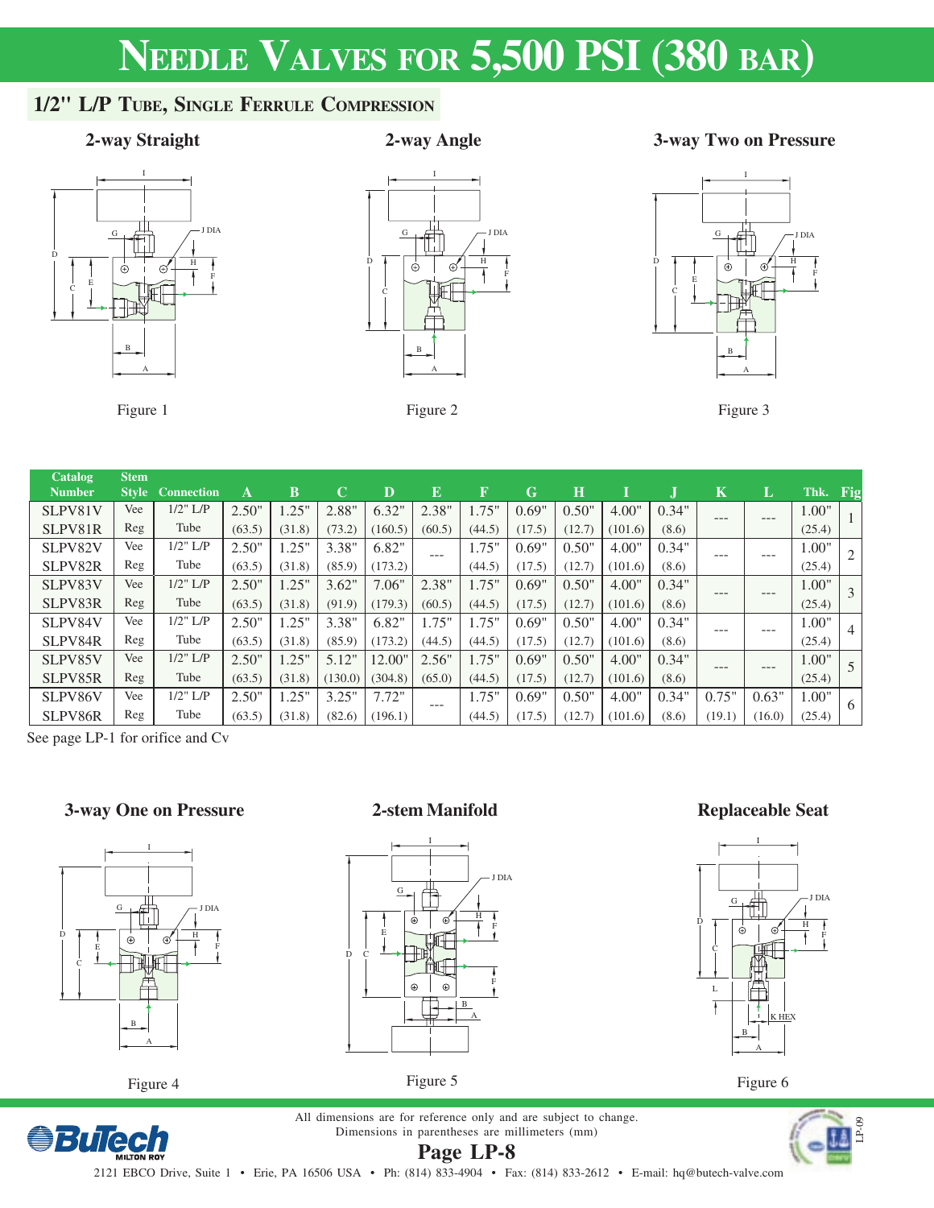# Needle Valves for 5,500 PSI (380 bar)

## 1/2" L/P Tube, Single Ferrule Compression

**2-way Straight**

Figure 1

**2-way Angle**

Figure 2

**3-way Two on Pressure**

Figure 3

| Catalog Number | Stem Style | Connection | A | B | C | D | E | F | G | H | I | J | K | L | Thk. | Fig |
|---|---|---|---|---|---|---|---|---|---|---|---|---|---|---|---|---|
| SLPV81V | Vee | 1/2" L/P | 2.50" | 1.25" | 2.88" | 6.32" | 2.38" | 1.75" | 0.69" | 0.50" | 4.00" | 0.34" | --- | --- | 1.00" | 1 |
| SLPV81R | Reg | Tube | (63.5) | (31.8) | (73.2) | (160.5) | (60.5) | (44.5) | (17.5) | (12.7) | (101.6) | (8.6) | | | (25.4) | |
| SLPV82V | Vee | 1/2" L/P | 2.50" | 1.25" | 3.38" | 6.82" | --- | 1.75" | 0.69" | 0.50" | 4.00" | 0.34" | --- | --- | 1.00" | 2 |
| SLPV82R | Reg | Tube | (63.5) | (31.8) | (85.9) | (173.2) | | (44.5) | (17.5) | (12.7) | (101.6) | (8.6) | | | (25.4) | |
| SLPV83V | Vee | 1/2" L/P | 2.50" | 1.25" | 3.62" | 7.06" | 2.38" | 1.75" | 0.69" | 0.50" | 4.00" | 0.34" | --- | --- | 1.00" | 3 |
| SLPV83R | Reg | Tube | (63.5) | (31.8) | (91.9) | (179.3) | (60.5) | (44.5) | (17.5) | (12.7) | (101.6) | (8.6) | | | (25.4) | |
| SLPV84V | Vee | 1/2" L/P | 2.50" | 1.25" | 3.38" | 6.82" | 1.75" | 1.75" | 0.69" | 0.50" | 4.00" | 0.34" | --- | --- | 1.00" | 4 |
| SLPV84R | Reg | Tube | (63.5) | (31.8) | (85.9) | (173.2) | (44.5) | (44.5) | (17.5) | (12.7) | (101.6) | (8.6) | | | (25.4) | |
| SLPV85V | Vee | 1/2" L/P | 2.50" | 1.25" | 5.12" | 12.00" | 2.56" | 1.75" | 0.69" | 0.50" | 4.00" | 0.34" | --- | --- | 1.00" | 5 |
| SLPV85R | Reg | Tube | (63.5) | (31.8) | (130.0) | (304.8) | (65.0) | (44.5) | (17.5) | (12.7) | (101.6) | (8.6) | | | (25.4) | |
| SLPV86V | Vee | 1/2" L/P | 2.50" | 1.25" | 3.25" | 7.72" | --- | 1.75" | 0.69" | 0.50" | 4.00" | 0.34" | 0.75" | 0.63" | 1.00" | 6 |
| SLPV86R | Reg | Tube | (63.5) | (31.8) | (82.6) | (196.1) | | (44.5) | (17.5) | (12.7) | (101.6) | (8.6) | (19.1) | (16.0) | (25.4) | |

See page LP-1 for orifice and Cv

**3-way One on Pressure**

Figure 4

**2-stem Manifold**

Figure 5

**Replaceable Seat**

Figure 6

All dimensions are for reference only and are subject to change.
Dimensions in parentheses are millimeters (mm)

2121 EBCO Drive, Suite 1 • Erie, PA 16506 USA • Ph: (814) 833-4904 • Fax: (814) 833-2612 • E-mail: hq@butech-valve.com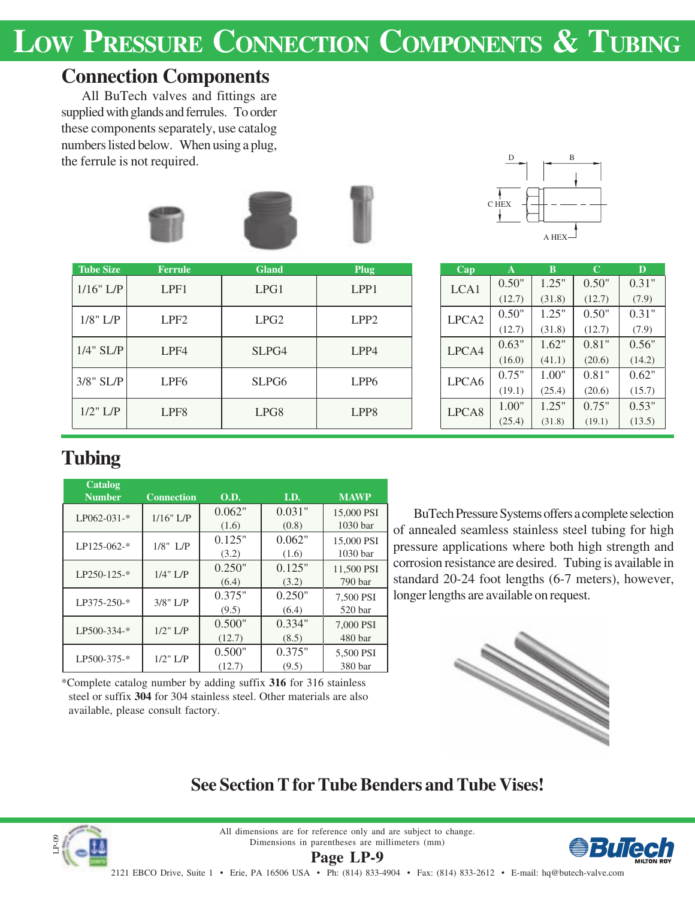# Low Pressure Connection Components & Tubing

## Connection Components

All BuTech valves and fittings are supplied with glands and ferrules. To order these components separately, use catalog numbers listed below. When using a plug, the ferrule is not required.

| Tube Size | Ferrule | Gland | Plug |
|---|---|---|---|
| 1/16" L/P | LPF1 | LPG1 | LPP1 |
| 1/8" L/P | LPF2 | LPG2 | LPP2 |
| 1/4" SL/P | LPF4 | SLPG4 | LPP4 |
| 3/8" SL/P | LPF6 | SLPG6 | LPP6 |
| 1/2" L/P | LPF8 | LPG8 | LPP8 |

| Cap | A | B | C | D |
|---|---|---|---|---|
| LCA1 | 0.50" (12.7) | 1.25" (31.8) | 0.50" (12.7) | 0.31" (7.9) |
| LPCA2 | 0.50" (12.7) | 1.25" (31.8) | 0.50" (12.7) | 0.31" (7.9) |
| LPCA4 | 0.63" (16.0) | 1.62" (41.1) | 0.81" (20.6) | 0.56" (14.2) |
| LPCA6 | 0.75" (19.1) | 1.00" (25.4) | 0.81" (20.6) | 0.62" (15.7) |
| LPCA8 | 1.00" (25.4) | 1.25" (31.8) | 0.75" (19.1) | 0.53" (13.5) |

## Tubing

| Catalog Number | Connection | O.D. | I.D. | MAWP |
|---|---|---|---|---|
| LP062-031-* | 1/16" L/P | 0.062" (1.6) | 0.031" (0.8) | 15,000 PSI 1030 bar |
| LP125-062-* | 1/8" L/P | 0.125" (3.2) | 0.062" (1.6) | 15,000 PSI 1030 bar |
| LP250-125-* | 1/4" L/P | 0.250" (6.4) | 0.125" (3.2) | 11,500 PSI 790 bar |
| LP375-250-* | 3/8" L/P | 0.375" (9.5) | 0.250" (6.4) | 7,500 PSI 520 bar |
| LP500-334-* | 1/2" L/P | 0.500" (12.7) | 0.334" (8.5) | 7,000 PSI 480 bar |
| LP500-375-* | 1/2" L/P | 0.500" (12.7) | 0.375" (9.5) | 5,500 PSI 380 bar |

*Complete catalog number by adding suffix **316** for 316 stainless steel or suffix **304** for 304 stainless steel. Other materials are also available, please consult factory.

BuTech Pressure Systems offers a complete selection of annealed seamless stainless steel tubing for high pressure applications where both high strength and corrosion resistance are desired. Tubing is available in standard 20-24 foot lengths (6-7 meters), however, longer lengths are available on request.

**See Section T for Tube Benders and Tube Vises!**

All dimensions are for reference only and are subject to change.
Dimensions in parentheses are millimeters (mm)

2121 EBCO Drive, Suite 1 • Erie, PA 16506 USA • Ph: (814) 833-4904 • Fax: (814) 833-2612 • E-mail: hq@butech-valve.com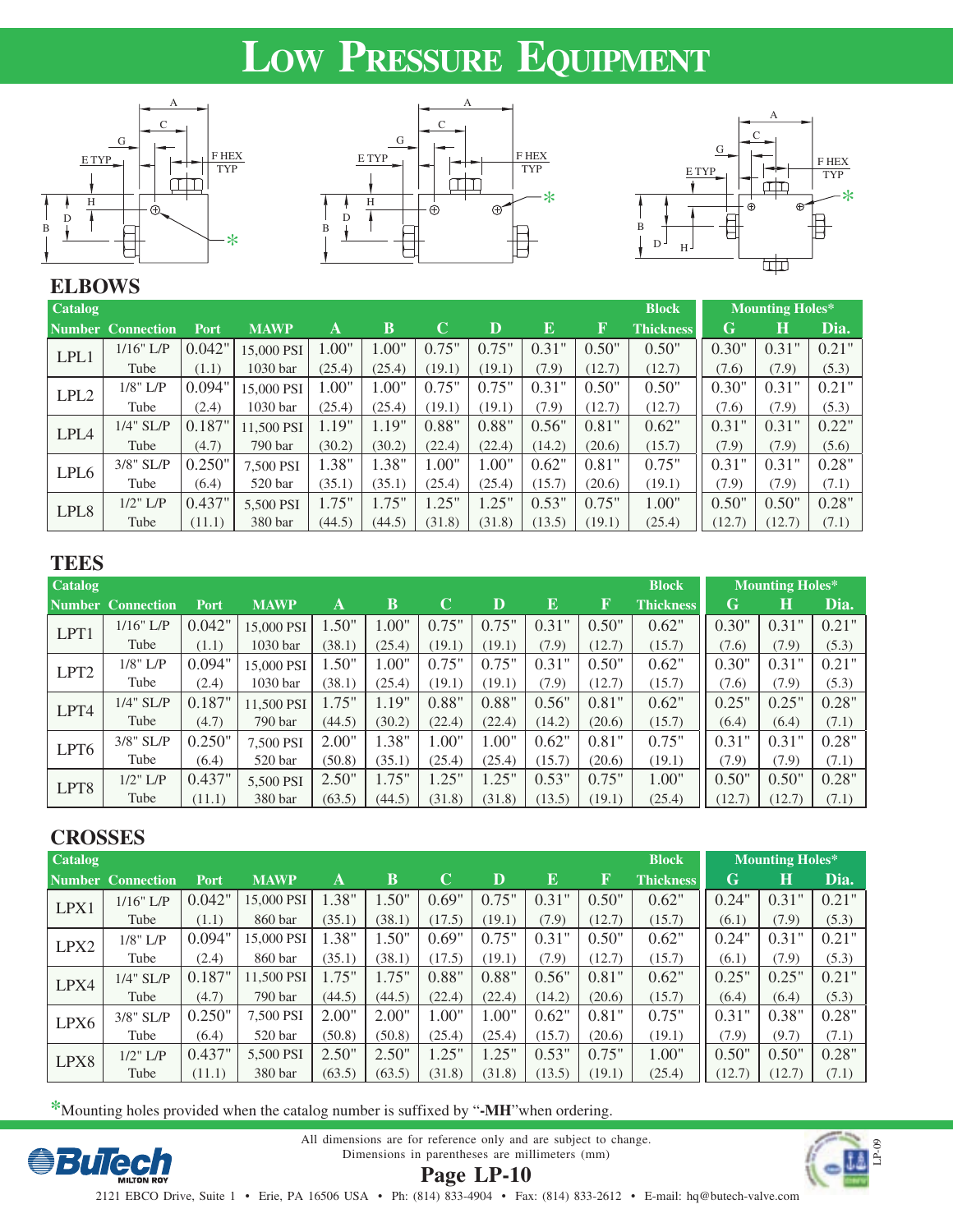# LOW PRESSURE EQUIPMENT

## ELBOWS

| Catalog Number | Connection | Port | MAWP | A | B | C | D | E | F | Block Thickness | Mounting Holes* G | H | Dia. |
|---|---|---|---|---|---|---|---|---|---|---|---|---|---|
| LPL1 | 1/16" L/P Tube | 0.042" (1.1) | 15,000 PSI 1030 bar | 1.00" (25.4) | 1.00" (25.4) | 0.75" (19.1) | 0.75" (19.1) | 0.31" (7.9) | 0.50" (12.7) | 0.50" (12.7) | 0.30" (7.6) | 0.31" (7.9) | 0.21" (5.3) |
| LPL2 | 1/8" L/P Tube | 0.094" (2.4) | 15,000 PSI 1030 bar | 1.00" (25.4) | 1.00" (25.4) | 0.75" (19.1) | 0.75" (19.1) | 0.31" (7.9) | 0.50" (12.7) | 0.50" (12.7) | 0.30" (7.6) | 0.31" (7.9) | 0.21" (5.3) |
| LPL4 | 1/4" SL/P Tube | 0.187" (4.7) | 11,500 PSI 790 bar | 1.19" (30.2) | 1.19" (30.2) | 0.88" (22.4) | 0.88" (22.4) | 0.56" (14.2) | 0.81" (20.6) | 0.62" (15.7) | 0.31" (7.9) | 0.31" (7.9) | 0.22" (5.6) |
| LPL6 | 3/8" SL/P Tube | 0.250" (6.4) | 7,500 PSI 520 bar | 1.38" (35.1) | 1.38" (35.1) | 1.00" (25.4) | 1.00" (25.4) | 0.62" (15.7) | 0.81" (20.6) | 0.75" (19.1) | 0.31" (7.9) | 0.31" (7.9) | 0.28" (7.1) |
| LPL8 | 1/2" L/P Tube | 0.437" (11.1) | 5,500 PSI 380 bar | 1.75" (44.5) | 1.75" (44.5) | 1.25" (31.8) | 1.25" (31.8) | 0.53" (13.5) | 0.75" (19.1) | 1.00" (25.4) | 0.50" (12.7) | 0.50" (12.7) | 0.28" (7.1) |

## TEES

| Catalog Number | Connection | Port | MAWP | A | B | C | D | E | F | Block Thickness | Mounting Holes* G | H | Dia. |
|---|---|---|---|---|---|---|---|---|---|---|---|---|---|
| LPT1 | 1/16" L/P Tube | 0.042" (1.1) | 15,000 PSI 1030 bar | 1.50" (38.1) | 1.00" (25.4) | 0.75" (19.1) | 0.75" (19.1) | 0.31" (7.9) | 0.50" (12.7) | 0.62" (15.7) | 0.30" (7.6) | 0.31" (7.9) | 0.21" (5.3) |
| LPT2 | 1/8" L/P Tube | 0.094" (2.4) | 15,000 PSI 1030 bar | 1.50" (38.1) | 1.00" (25.4) | 0.75" (19.1) | 0.75" (19.1) | 0.31" (7.9) | 0.50" (12.7) | 0.62" (15.7) | 0.30" (7.6) | 0.31" (7.9) | 0.21" (5.3) |
| LPT4 | 1/4" SL/P Tube | 0.187" (4.7) | 11,500 PSI 790 bar | 1.75" (44.5) | 1.19" (30.2) | 0.88" (22.4) | 0.88" (22.4) | 0.56" (14.2) | 0.81" (20.6) | 0.62" (15.7) | 0.25" (6.4) | 0.25" (6.4) | 0.28" (7.1) |
| LPT6 | 3/8" SL/P Tube | 0.250" (6.4) | 7,500 PSI 520 bar | 2.00" (50.8) | 1.38" (35.1) | 1.00" (25.4) | 1.00" (25.4) | 0.62" (15.7) | 0.81" (20.6) | 0.75" (19.1) | 0.31" (7.9) | 0.31" (7.9) | 0.28" (7.1) |
| LPT8 | 1/2" L/P Tube | 0.437" (11.1) | 5,500 PSI 380 bar | 2.50" (63.5) | 1.75" (44.5) | 1.25" (31.8) | 1.25" (31.8) | 0.53" (13.5) | 0.75" (19.1) | 1.00" (25.4) | 0.50" (12.7) | 0.50" (12.7) | 0.28" (7.1) |

## CROSSES

| Catalog Number | Connection | Port | MAWP | A | B | C | D | E | F | Block Thickness | Mounting Holes* G | H | Dia. |
|---|---|---|---|---|---|---|---|---|---|---|---|---|---|
| LPX1 | 1/16" L/P Tube | 0.042" (1.1) | 15,000 PSI 860 bar | 1.38" (35.1) | 1.50" (38.1) | 0.69" (17.5) | 0.75" (19.1) | 0.31" (7.9) | 0.50" (12.7) | 0.62" (15.7) | 0.24" (6.1) | 0.31" (7.9) | 0.21" (5.3) |
| LPX2 | 1/8" L/P Tube | 0.094" (2.4) | 15,000 PSI 860 bar | 1.38" (35.1) | 1.50" (38.1) | 0.69" (17.5) | 0.75" (19.1) | 0.31" (7.9) | 0.50" (12.7) | 0.62" (15.7) | 0.24" (6.1) | 0.31" (7.9) | 0.21" (5.3) |
| LPX4 | 1/4" SL/P Tube | 0.187" (4.7) | 11,500 PSI 790 bar | 1.75" (44.5) | 1.75" (44.5) | 0.88" (22.4) | 0.88" (22.4) | 0.56" (14.2) | 0.81" (20.6) | 0.62" (15.7) | 0.25" (6.4) | 0.25" (6.4) | 0.21" (5.3) |
| LPX6 | 3/8" SL/P Tube | 0.250" (6.4) | 7,500 PSI 520 bar | 2.00" (50.8) | 2.00" (50.8) | 1.00" (25.4) | 1.00" (25.4) | 0.62" (15.7) | 0.81" (20.6) | 0.75" (19.1) | 0.31" (7.9) | 0.38" (9.7) | 0.28" (7.1) |
| LPX8 | 1/2" L/P Tube | 0.437" (11.1) | 5,500 PSI 380 bar | 2.50" (63.5) | 2.50" (63.5) | 1.25" (31.8) | 1.25" (31.8) | 0.53" (13.5) | 0.75" (19.1) | 1.00" (25.4) | 0.50" (12.7) | 0.50" (12.7) | 0.28" (7.1) |

*Mounting holes provided when the catalog number is suffixed by "**-MH**" when ordering.

All dimensions are for reference only and are subject to change.
Dimensions in parentheses are millimeters (mm)

2121 EBCO Drive, Suite 1 • Erie, PA 16506 USA • Ph: (814) 833-4904 • Fax: (814) 833-2612 • E-mail: hq@butech-valve.com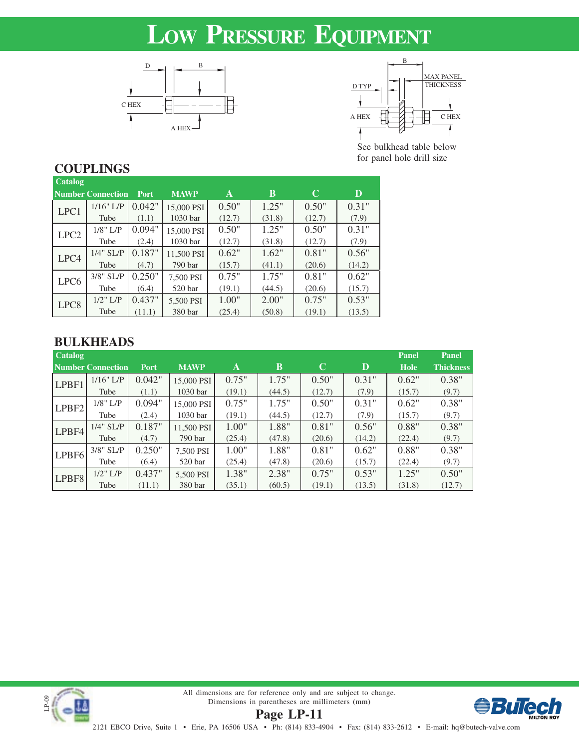# Low Pressure Equipment

See bulkhead table below for panel hole drill size

## COUPLINGS

| Catalog Number | Connection | Port | MAWP | A | B | C | D |
|---|---|---|---|---|---|---|---|
| LPC1 | 1/16" L/P Tube | 0.042" (1.1) | 15,000 PSI 1030 bar | 0.50" (12.7) | 1.25" (31.8) | 0.50" (12.7) | 0.31" (7.9) |
| LPC2 | 1/8" L/P Tube | 0.094" (2.4) | 15,000 PSI 1030 bar | 0.50" (12.7) | 1.25" (31.8) | 0.50" (12.7) | 0.31" (7.9) |
| LPC4 | 1/4" SL/P Tube | 0.187" (4.7) | 11,500 PSI 790 bar | 0.62" (15.7) | 1.62" (41.1) | 0.81" (20.6) | 0.56" (14.2) |
| LPC6 | 3/8" SL/P Tube | 0.250" (6.4) | 7,500 PSI 520 bar | 0.75" (19.1) | 1.75" (44.5) | 0.81" (20.6) | 0.62" (15.7) |
| LPC8 | 1/2" L/P Tube | 0.437" (11.1) | 5,500 PSI 380 bar | 1.00" (25.4) | 2.00" (50.8) | 0.75" (19.1) | 0.53" (13.5) |

## BULKHEADS

| Catalog Number | Connection | Port | MAWP | A | B | C | D | Panel Hole | Panel Thickness |
|---|---|---|---|---|---|---|---|---|---|
| LPBF1 | 1/16" L/P Tube | 0.042" (1.1) | 15,000 PSI 1030 bar | 0.75" (19.1) | 1.75" (44.5) | 0.50" (12.7) | 0.31" (7.9) | 0.62" (15.7) | 0.38" (9.7) |
| LPBF2 | 1/8" L/P Tube | 0.094" (2.4) | 15,000 PSI 1030 bar | 0.75" (19.1) | 1.75" (44.5) | 0.50" (12.7) | 0.31" (7.9) | 0.62" (15.7) | 0.38" (9.7) |
| LPBF4 | 1/4" SL/P Tube | 0.187" (4.7) | 11,500 PSI 790 bar | 1.00" (25.4) | 1.88" (47.8) | 0.81" (20.6) | 0.56" (14.2) | 0.88" (22.4) | 0.38" (9.7) |
| LPBF6 | 3/8" SL/P Tube | 0.250" (6.4) | 7,500 PSI 520 bar | 1.00" (25.4) | 1.88" (47.8) | 0.81" (20.6) | 0.62" (15.7) | 0.88" (22.4) | 0.38" (9.7) |
| LPBF8 | 1/2" L/P Tube | 0.437" (11.1) | 5,500 PSI 380 bar | 1.38" (35.1) | 2.38" (60.5) | 0.75" (19.1) | 0.53" (13.5) | 1.25" (31.8) | 0.50" (12.7) |

All dimensions are for reference only and are subject to change.
Dimensions in parentheses are millimeters (mm)

2121 EBCO Drive, Suite 1 • Erie, PA 16506 USA • Ph: (814) 833-4904 • Fax: (814) 833-2612 • E-mail: hq@butech-valve.com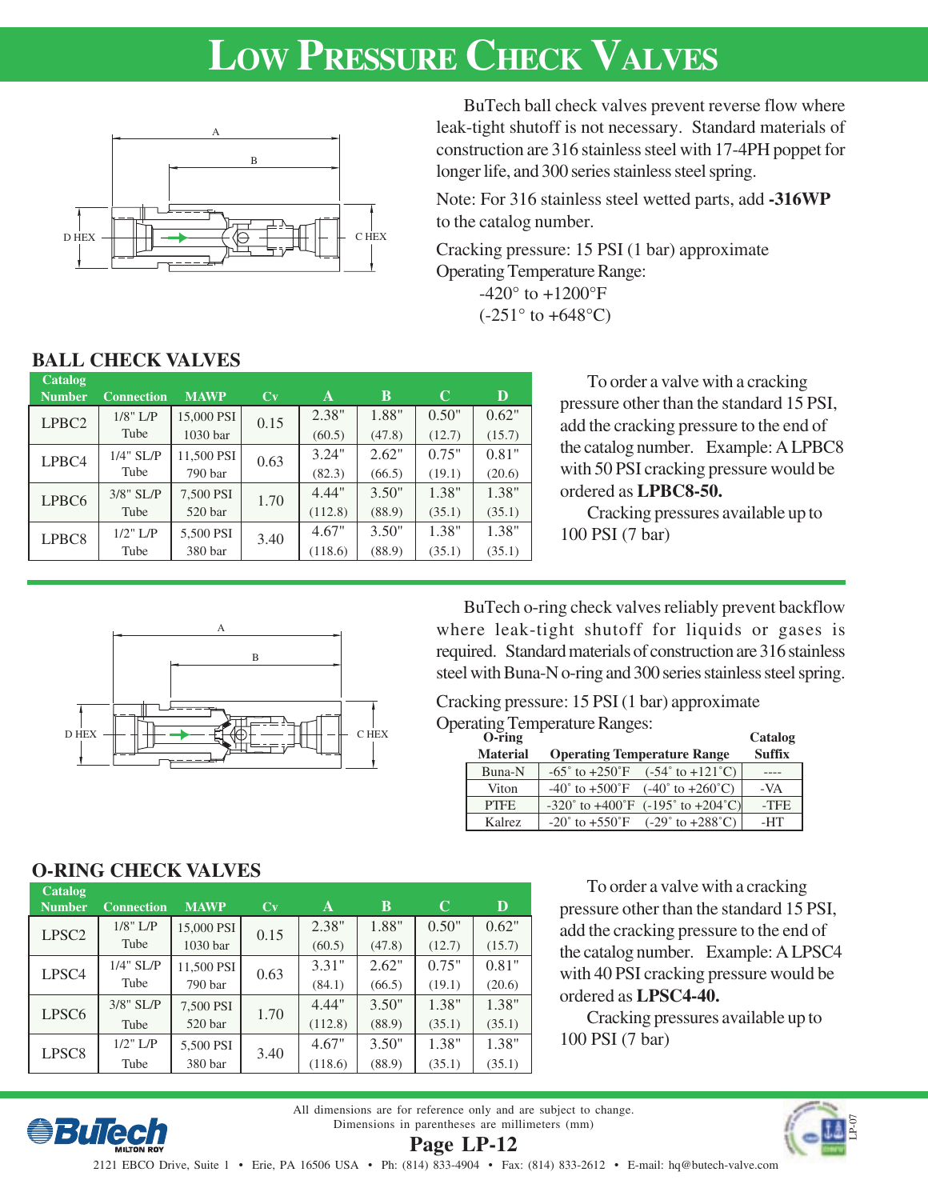# Low Pressure Check Valves

BuTech ball check valves prevent reverse flow where leak-tight shutoff is not necessary. Standard materials of construction are 316 stainless steel with 17-4PH poppet for longer life, and 300 series stainless steel spring.

Note: For 316 stainless steel wetted parts, add **-316WP** to the catalog number.

Cracking pressure: 15 PSI (1 bar) approximate

Operating Temperature Range:

-420° to +1200°F
(-251° to +648°C)

## BALL CHECK VALVES

| Catalog Number | Connection | MAWP | Cv | A | B | C | D |
|---|---|---|---|---|---|---|---|
| LPBC2 | 1/8" L/P Tube | 15,000 PSI 1030 bar | 0.15 | 2.38" (60.5) | 1.88" (47.8) | 0.50" (12.7) | 0.62" (15.7) |
| LPBC4 | 1/4" SL/P Tube | 11,500 PSI 790 bar | 0.63 | 3.24" (82.3) | 2.62" (66.5) | 0.75" (19.1) | 0.81" (20.6) |
| LPBC6 | 3/8" SL/P Tube | 7,500 PSI 520 bar | 1.70 | 4.44" (112.8) | 3.50" (88.9) | 1.38" (35.1) | 1.38" (35.1) |
| LPBC8 | 1/2" L/P Tube | 5,500 PSI 380 bar | 3.40 | 4.67" (118.6) | 3.50" (88.9) | 1.38" (35.1) | 1.38" (35.1) |

To order a valve with a cracking pressure other than the standard 15 PSI, add the cracking pressure to the end of the catalog number. Example: A LPBC8 with 50 PSI cracking pressure would be ordered as **LPBC8-50.**

Cracking pressures available up to 100 PSI (7 bar)

BuTech o-ring check valves reliably prevent backflow where leak-tight shutoff for liquids or gases is required. Standard materials of construction are 316 stainless steel with Buna-N o-ring and 300 series stainless steel spring.

Cracking pressure: 15 PSI (1 bar) approximate

Operating Temperature Ranges:

| O-ring Material | Operating Temperature Range | Catalog Suffix |
|---|---|---|
| Buna-N | -65° to +250°F (-54° to +121°C) | ---- |
| Viton | -40° to +500°F (-40° to +260°C) | -VA |
| PTFE | -320° to +400°F (-195° to +204°C) | -TFE |
| Kalrez | -20° to +550°F (-29° to +288°C) | -HT |

## O-RING CHECK VALVES

| Catalog Number | Connection | MAWP | Cv | A | B | C | D |
|---|---|---|---|---|---|---|---|
| LPSC2 | 1/8" L/P Tube | 15,000 PSI 1030 bar | 0.15 | 2.38" (60.5) | 1.88" (47.8) | 0.50" (12.7) | 0.62" (15.7) |
| LPSC4 | 1/4" SL/P Tube | 11,500 PSI 790 bar | 0.63 | 3.31" (84.1) | 2.62" (66.5) | 0.75" (19.1) | 0.81" (20.6) |
| LPSC6 | 3/8" SL/P Tube | 7,500 PSI 520 bar | 1.70 | 4.44" (112.8) | 3.50" (88.9) | 1.38" (35.1) | 1.38" (35.1) |
| LPSC8 | 1/2" L/P Tube | 5,500 PSI 380 bar | 3.40 | 4.67" (118.6) | 3.50" (88.9) | 1.38" (35.1) | 1.38" (35.1) |

To order a valve with a cracking pressure other than the standard 15 PSI, add the cracking pressure to the end of the catalog number. Example: A LPSC4 with 40 PSI cracking pressure would be ordered as **LPSC4-40.**

Cracking pressures available up to 100 PSI (7 bar)

All dimensions are for reference only and are subject to change.
Dimensions in parentheses are millimeters (mm)

2121 EBCO Drive, Suite 1 • Erie, PA 16506 USA • Ph: (814) 833-4904 • Fax: (814) 833-2612 • E-mail: hq@butech-valve.com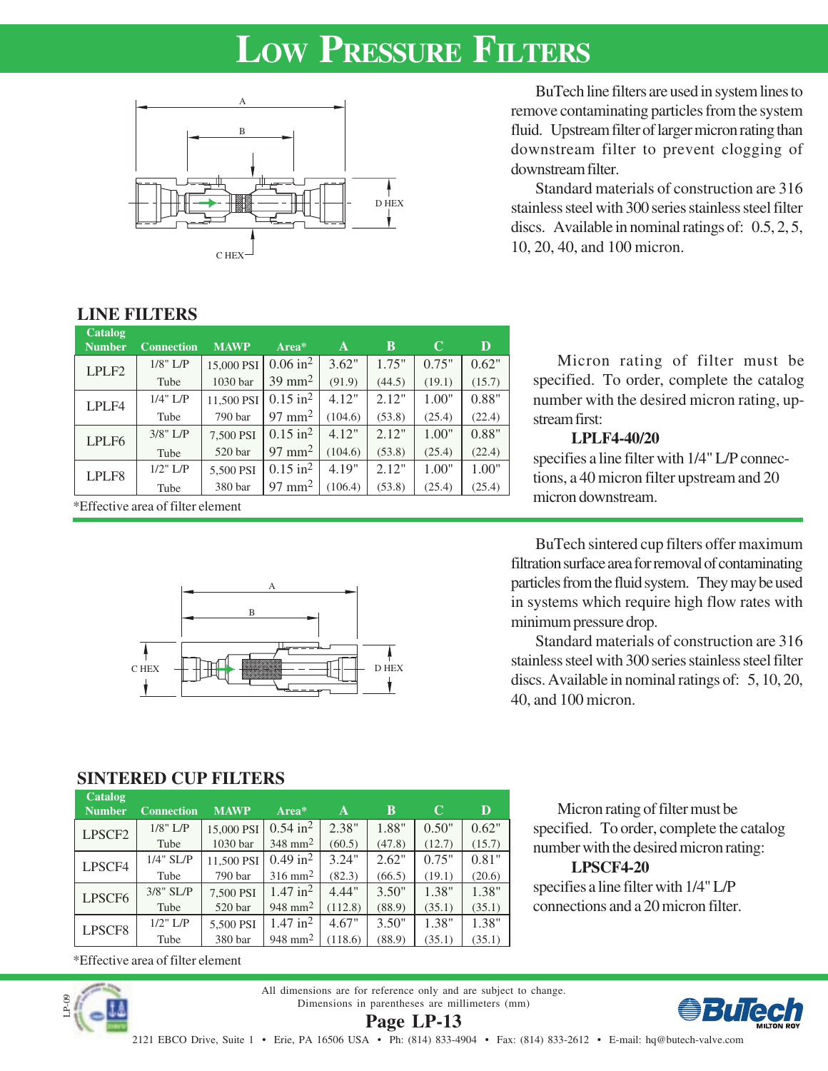# Low Pressure Filters

BuTech line filters are used in system lines to remove contaminating particles from the system fluid. Upstream filter of larger micron rating than downstream filter to prevent clogging of downstream filter.

Standard materials of construction are 316 stainless steel with 300 series stainless steel filter discs. Available in nominal ratings of: 0.5, 2, 5, 10, 20, 40, and 100 micron.

## LINE FILTERS

| Catalog Number | Connection | MAWP | Area* | A | B | C | D |
|---|---|---|---|---|---|---|---|
| LPLF2 | 1/8" L/P Tube | 15,000 PSI 1030 bar | 0.06 $in^2$ 39 $mm^2$ | 3.62" (91.9) | 1.75" (44.5) | 0.75" (19.1) | 0.62" (15.7) |
| LPLF4 | 1/4" L/P Tube | 11,500 PSI 790 bar | 0.15 $in^2$ 97 $mm^2$ | 4.12" (104.6) | 2.12" (53.8) | 1.00" (25.4) | 0.88" (22.4) |
| LPLF6 | 3/8" L/P Tube | 7,500 PSI 520 bar | 0.15 $in^2$ 97 $mm^2$ | 4.12" (104.6) | 2.12" (53.8) | 1.00" (25.4) | 0.88" (22.4) |
| LPLF8 | 1/2" L/P Tube | 5,500 PSI 380 bar | 0.15 $in^2$ 97 $mm^2$ | 4.19" (106.4) | 2.12" (53.8) | 1.00" (25.4) | 1.00" (25.4) |

*Effective area of filter element

Micron rating of filter must be specified. To order, complete the catalog number with the desired micron rating, upstream first:

**LPLF4-40/20**

specifies a line filter with 1/4" L/P connections, a 40 micron filter upstream and 20 micron downstream.

BuTech sintered cup filters offer maximum filtration surface area for removal of contaminating particles from the fluid system. They may be used in systems which require high flow rates with minimum pressure drop.

Standard materials of construction are 316 stainless steel with 300 series stainless steel filter discs. Available in nominal ratings of: 5, 10, 20, 40, and 100 micron.

## SINTERED CUP FILTERS

| Catalog Number | Connection | MAWP | Area* | A | B | C | D |
|---|---|---|---|---|---|---|---|
| LPSCF2 | 1/8" L/P Tube | 15,000 PSI 1030 bar | 0.54 $in^2$ 348 $mm^2$ | 2.38" (60.5) | 1.88" (47.8) | 0.50" (12.7) | 0.62" (15.7) |
| LPSCF4 | 1/4" SL/P Tube | 11,500 PSI 790 bar | 0.49 $in^2$ 316 $mm^2$ | 3.24" (82.3) | 2.62" (66.5) | 0.75" (19.1) | 0.81" (20.6) |
| LPSCF6 | 3/8" SL/P Tube | 7,500 PSI 520 bar | 1.47 $in^2$ 948 $mm^2$ | 4.44" (112.8) | 3.50" (88.9) | 1.38" (35.1) | 1.38" (35.1) |
| LPSCF8 | 1/2" L/P Tube | 5,500 PSI 380 bar | 1.47 $in^2$ 948 $mm^2$ | 4.67" (118.6) | 3.50" (88.9) | 1.38" (35.1) | 1.38" (35.1) |

*Effective area of filter element

Micron rating of filter must be specified. To order, complete the catalog number with the desired micron rating:

**LPSCF4-20**

specifies a line filter with 1/4" L/P connections and a 20 micron filter.

All dimensions are for reference only and are subject to change.
Dimensions in parentheses are millimeters (mm)

2121 EBCO Drive, Suite 1 • Erie, PA 16506 USA • Ph: (814) 833-4904 • Fax: (814) 833-2612 • E-mail: hq@butech-valve.com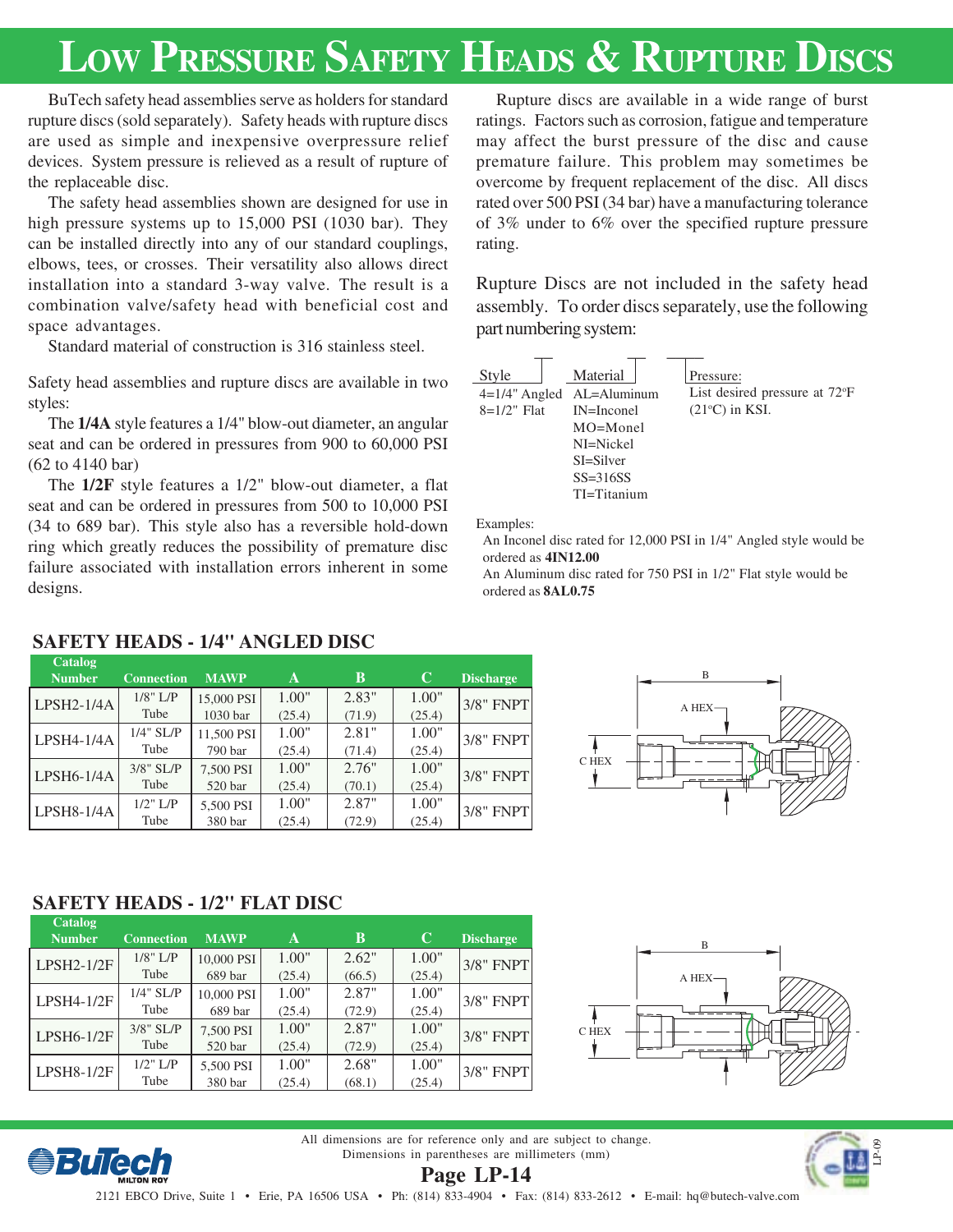# Low Pressure Safety Heads & Rupture Discs

BuTech safety head assemblies serve as holders for standard rupture discs (sold separately). Safety heads with rupture discs are used as simple and inexpensive overpressure relief devices. System pressure is relieved as a result of rupture of the replaceable disc.

The safety head assemblies shown are designed for use in high pressure systems up to 15,000 PSI (1030 bar). They can be installed directly into any of our standard couplings, elbows, tees, or crosses. Their versatility also allows direct installation into a standard 3-way valve. The result is a combination valve/safety head with beneficial cost and space advantages.

Standard material of construction is 316 stainless steel.

Safety head assemblies and rupture discs are available in two styles:

The **1/4A** style features a 1/4" blow-out diameter, an angular seat and can be ordered in pressures from 900 to 60,000 PSI (62 to 4140 bar).

The **1/2F** style features a 1/2" blow-out diameter, a flat seat and can be ordered in pressures from 500 to 10,000 PSI (34 to 689 bar). This style also has a reversible hold-down ring which greatly reduces the possibility of premature disc failure associated with installation errors inherent in some designs.

Rupture discs are available in a wide range of burst ratings. Factors such as corrosion, fatigue and temperature may affect the burst pressure of the disc and cause premature failure. This problem may sometimes be overcome by frequent replacement of the disc. All discs rated over 500 PSI (34 bar) have a manufacturing tolerance of 3% under to 6% over the specified rupture pressure rating.

Rupture Discs are not included in the safety head assembly. To order discs separately, use the following part numbering system:

| Style | Material | Pressure: |
|---|---|---|
| 4=1/4" Angled<br>8=1/2" Flat | AL=Aluminum<br>IN=Inconel<br>MO=Monel<br>NI=Nickel<br>SI=Silver<br>SS=316SS<br>TI=Titanium | List desired pressure at 72°F (21°C) in KSI. |

Examples:

An Inconel disc rated for 12,000 PSI in 1/4" Angled style would be ordered as **4IN12.00**

An Aluminum disc rated for 750 PSI in 1/2" Flat style would be ordered as **8AL0.75**

## SAFETY HEADS - 1/4" ANGLED DISC

| Catalog Number | Connection | MAWP | A | B | C | Discharge |
|---|---|---|---|---|---|---|
| LPSH2-1/4A | 1/8" L/P Tube | 15,000 PSI 1030 bar | 1.00" (25.4) | 2.83" (71.9) | 1.00" (25.4) | 3/8" FNPT |
| LPSH4-1/4A | 1/4" SL/P Tube | 11,500 PSI 790 bar | 1.00" (25.4) | 2.81" (71.4) | 1.00" (25.4) | 3/8" FNPT |
| LPSH6-1/4A | 3/8" SL/P Tube | 7,500 PSI 520 bar | 1.00" (25.4) | 2.76" (70.1) | 1.00" (25.4) | 3/8" FNPT |
| LPSH8-1/4A | 1/2" L/P Tube | 5,500 PSI 380 bar | 1.00" (25.4) | 2.87" (72.9) | 1.00" (25.4) | 3/8" FNPT |

B
A HEX
C HEX

## SAFETY HEADS - 1/2" FLAT DISC

| Catalog Number | Connection | MAWP | A | B | C | Discharge |
|---|---|---|---|---|---|---|
| LPSH2-1/2F | 1/8" L/P Tube | 10,000 PSI 689 bar | 1.00" (25.4) | 2.62" (66.5) | 1.00" (25.4) | 3/8" FNPT |
| LPSH4-1/2F | 1/4" SL/P Tube | 10,000 PSI 689 bar | 1.00" (25.4) | 2.87" (72.9) | 1.00" (25.4) | 3/8" FNPT |
| LPSH6-1/2F | 3/8" SL/P Tube | 7,500 PSI 520 bar | 1.00" (25.4) | 2.87" (72.9) | 1.00" (25.4) | 3/8" FNPT |
| LPSH8-1/2F | 1/2" L/P Tube | 5,500 PSI 380 bar | 1.00" (25.4) | 2.68" (68.1) | 1.00" (25.4) | 3/8" FNPT |

B
A HEX
C HEX

All dimensions are for reference only and are subject to change.
Dimensions in parentheses are millimeters (mm)

2121 EBCO Drive, Suite 1 • Erie, PA 16506 USA • Ph: (814) 833-4904 • Fax: (814) 833-2612 • E-mail: hq@butech-valve.com